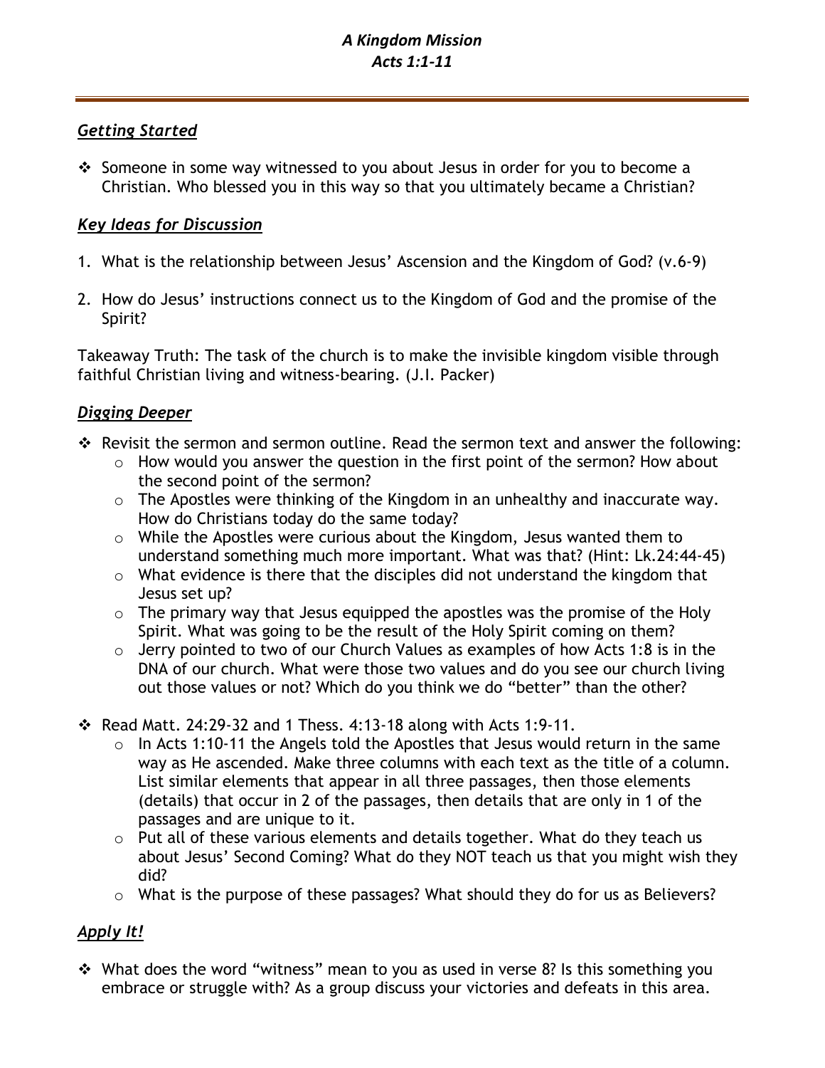# *A Kingdom Mission*
## *Acts 1:1-11*

### ***Getting Started***

- Someone in some way witnessed to you about Jesus in order for you to become a Christian. Who blessed you in this way so that you ultimately became a Christian?

### ***Key Ideas for Discussion***

1. What is the relationship between Jesus' Ascension and the Kingdom of God? (v.6-9)

2. How do Jesus' instructions connect us to the Kingdom of God and the promise of the Spirit?

Takeaway Truth: The task of the church is to make the invisible kingdom visible through faithful Christian living and witness-bearing. (J.I. Packer)

### ***Digging Deeper***

- Revisit the sermon and sermon outline. Read the sermon text and answer the following:
  - How would you answer the question in the first point of the sermon? How about the second point of the sermon?
  - The Apostles were thinking of the Kingdom in an unhealthy and inaccurate way. How do Christians today do the same today?
  - While the Apostles were curious about the Kingdom, Jesus wanted them to understand something much more important. What was that? (Hint: Lk.24:44-45)
  - What evidence is there that the disciples did not understand the kingdom that Jesus set up?
  - The primary way that Jesus equipped the apostles was the promise of the Holy Spirit. What was going to be the result of the Holy Spirit coming on them?
  - Jerry pointed to two of our Church Values as examples of how Acts 1:8 is in the DNA of our church. What were those two values and do you see our church living out those values or not? Which do you think we do "better" than the other?

- Read Matt. 24:29-32 and 1 Thess. 4:13-18 along with Acts 1:9-11.
  - In Acts 1:10-11 the Angels told the Apostles that Jesus would return in the same way as He ascended. Make three columns with each text as the title of a column. List similar elements that appear in all three passages, then those elements (details) that occur in 2 of the passages, then details that are only in 1 of the passages and are unique to it.
  - Put all of these various elements and details together. What do they teach us about Jesus' Second Coming? What do they NOT teach us that you might wish they did?
  - What is the purpose of these passages? What should they do for us as Believers?

### ***Apply It!***

- What does the word "witness" mean to you as used in verse 8? Is this something you embrace or struggle with? As a group discuss your victories and defeats in this area.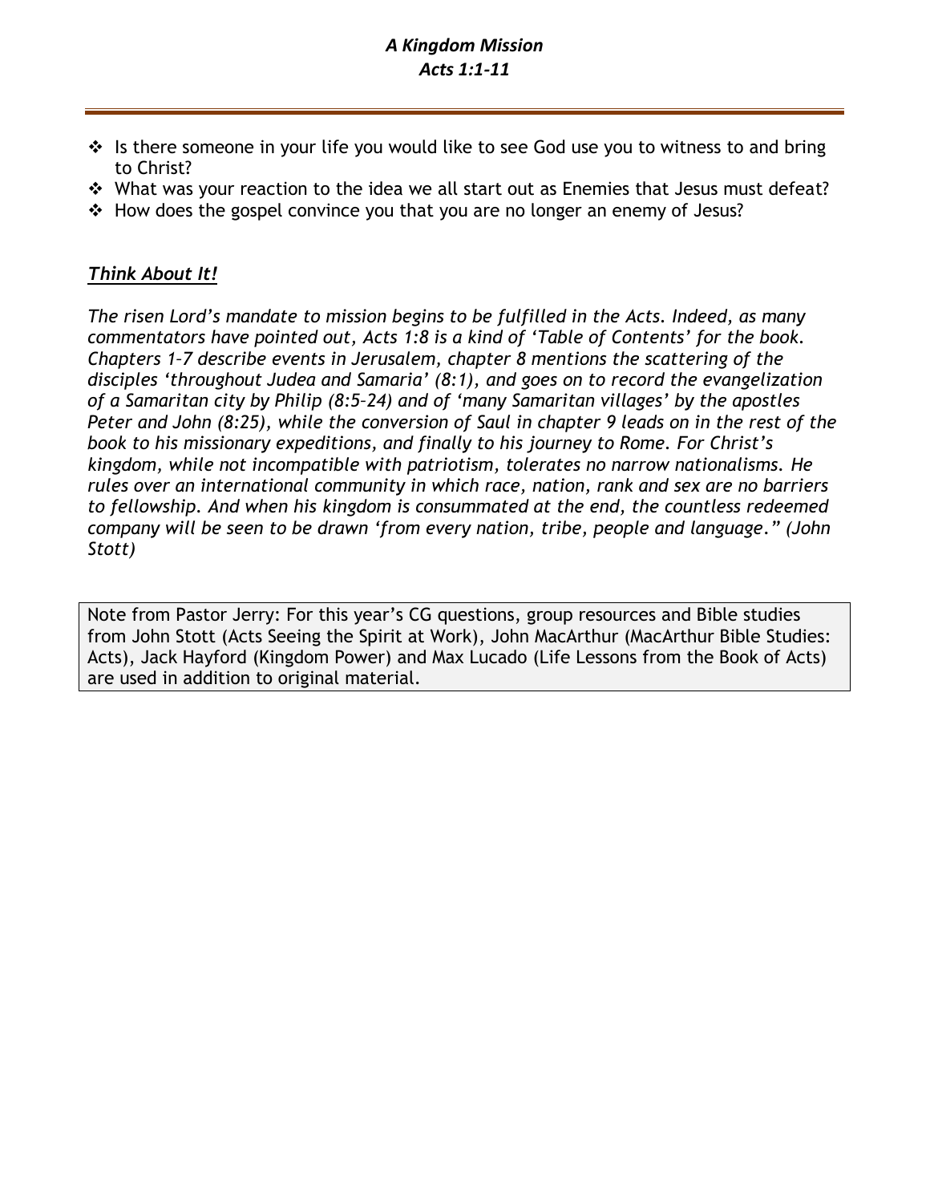- Is there someone in your life you would like to see God use you to witness to and bring to Christ?
- What was your reaction to the idea we all start out as Enemies that Jesus must defeat?
- How does the gospel convince you that you are no longer an enemy of Jesus?

***Think About It!***

*The risen Lord's mandate to mission begins to be fulfilled in the Acts. Indeed, as many commentators have pointed out, Acts 1:8 is a kind of 'Table of Contents' for the book. Chapters 1–7 describe events in Jerusalem, chapter 8 mentions the scattering of the disciples 'throughout Judea and Samaria' (8:1), and goes on to record the evangelization of a Samaritan city by Philip (8:5–24) and of 'many Samaritan villages' by the apostles Peter and John (8:25), while the conversion of Saul in chapter 9 leads on in the rest of the book to his missionary expeditions, and finally to his journey to Rome. For Christ's kingdom, while not incompatible with patriotism, tolerates no narrow nationalisms. He rules over an international community in which race, nation, rank and sex are no barriers to fellowship. And when his kingdom is consummated at the end, the countless redeemed company will be seen to be drawn 'from every nation, tribe, people and language." (John Stott)*

Note from Pastor Jerry: For this year's CG questions, group resources and Bible studies from John Stott (Acts Seeing the Spirit at Work), John MacArthur (MacArthur Bible Studies: Acts), Jack Hayford (Kingdom Power) and Max Lucado (Life Lessons from the Book of Acts) are used in addition to original material.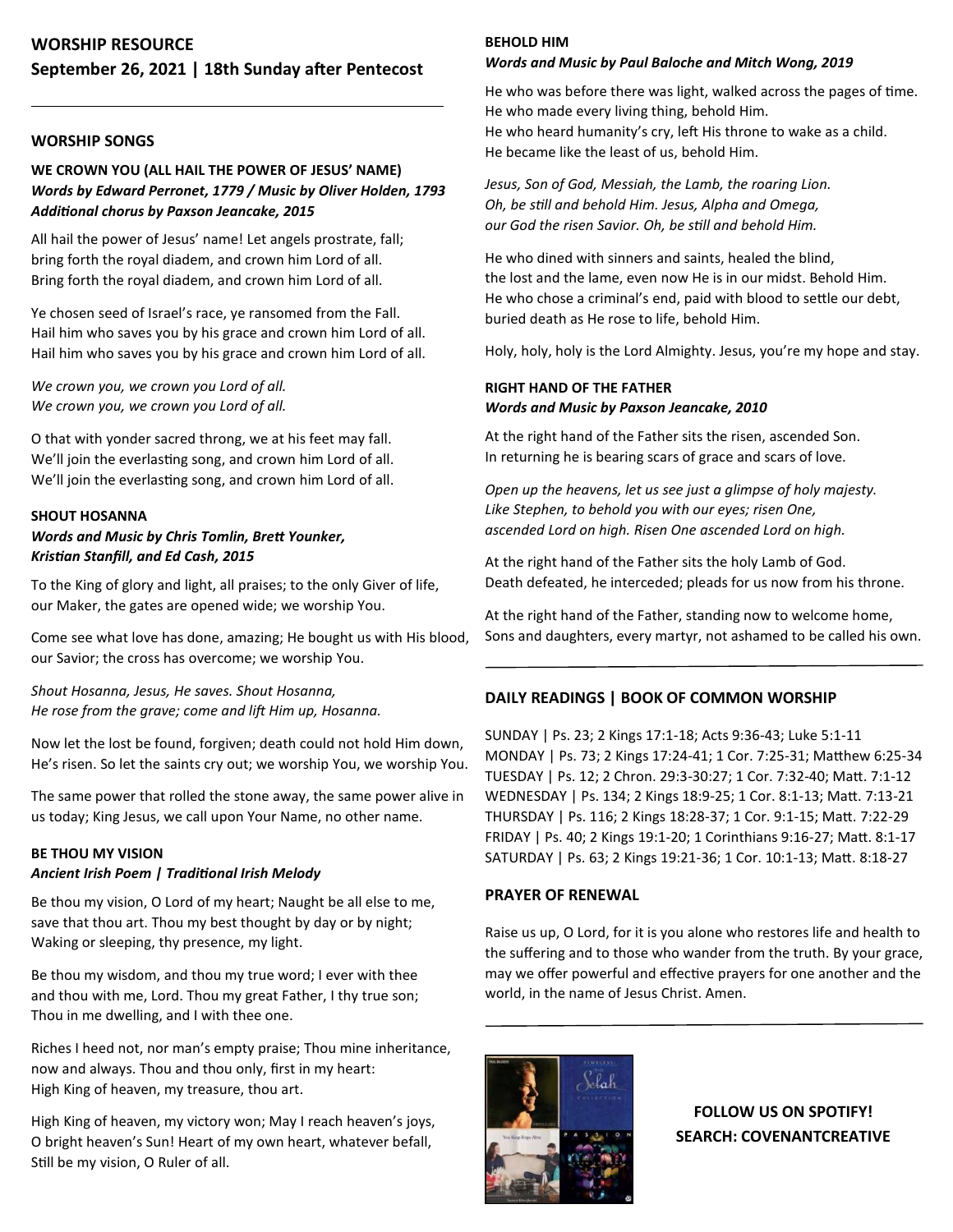## WORSHIP RESOURCE
## September 26, 2021 | 18th Sunday after Pentecost

### WORSHIP SONGS

**WE CROWN YOU (ALL HAIL THE POWER OF JESUS' NAME)**
***Words by Edward Perronet, 1779 / Music by Oliver Holden, 1793***
***Additional chorus by Paxson Jeancake, 2015***

All hail the power of Jesus' name! Let angels prostrate, fall;
bring forth the royal diadem, and crown him Lord of all.
Bring forth the royal diadem, and crown him Lord of all.

Ye chosen seed of Israel's race, ye ransomed from the Fall.
Hail him who saves you by his grace and crown him Lord of all.
Hail him who saves you by his grace and crown him Lord of all.

*We crown you, we crown you Lord of all.*
*We crown you, we crown you Lord of all.*

O that with yonder sacred throng, we at his feet may fall.
We'll join the everlasting song, and crown him Lord of all.
We'll join the everlasting song, and crown him Lord of all.

**SHOUT HOSANNA**
***Words and Music by Chris Tomlin, Brett Younker, Kristian Stanfill, and Ed Cash, 2015***

To the King of glory and light, all praises; to the only Giver of life, our Maker, the gates are opened wide; we worship You.

Come see what love has done, amazing; He bought us with His blood, our Savior; the cross has overcome; we worship You.

*Shout Hosanna, Jesus, He saves. Shout Hosanna,*
*He rose from the grave; come and lift Him up, Hosanna.*

Now let the lost be found, forgiven; death could not hold Him down, He's risen. So let the saints cry out; we worship You, we worship You.

The same power that rolled the stone away, the same power alive in us today; King Jesus, we call upon Your Name, no other name.

**BE THOU MY VISION**
***Ancient Irish Poem | Traditional Irish Melody***

Be thou my vision, O Lord of my heart; Naught be all else to me,
save that thou art. Thou my best thought by day or by night;
Waking or sleeping, thy presence, my light.

Be thou my wisdom, and thou my true word; I ever with thee
and thou with me, Lord. Thou my great Father, I thy true son;
Thou in me dwelling, and I with thee one.

Riches I heed not, nor man's empty praise; Thou mine inheritance,
now and always. Thou and thou only, first in my heart:
High King of heaven, my treasure, thou art.

High King of heaven, my victory won; May I reach heaven's joys,
O bright heaven's Sun! Heart of my own heart, whatever befall,
Still be my vision, O Ruler of all.

**BEHOLD HIM**
***Words and Music by Paul Baloche and Mitch Wong, 2019***

He who was before there was light, walked across the pages of time.
He who made every living thing, behold Him.
He who heard humanity's cry, left His throne to wake as a child.
He became like the least of us, behold Him.

*Jesus, Son of God, Messiah, the Lamb, the roaring Lion.*
*Oh, be still and behold Him. Jesus, Alpha and Omega,*
*our God the risen Savior. Oh, be still and behold Him.*

He who dined with sinners and saints, healed the blind,
the lost and the lame, even now He is in our midst. Behold Him.
He who chose a criminal's end, paid with blood to settle our debt,
buried death as He rose to life, behold Him.

Holy, holy, holy is the Lord Almighty. Jesus, you're my hope and stay.

**RIGHT HAND OF THE FATHER**
***Words and Music by Paxson Jeancake, 2010***

At the right hand of the Father sits the risen, ascended Son.
In returning he is bearing scars of grace and scars of love.

*Open up the heavens, let us see just a glimpse of holy majesty.*
*Like Stephen, to behold you with our eyes; risen One,*
*ascended Lord on high. Risen One ascended Lord on high.*

At the right hand of the Father sits the holy Lamb of God.
Death defeated, he interceded; pleads for us now from his throne.

At the right hand of the Father, standing now to welcome home,
Sons and daughters, every martyr, not ashamed to be called his own.

### DAILY READINGS | BOOK OF COMMON WORSHIP

SUNDAY | Ps. 23; 2 Kings 17:1-18; Acts 9:36-43; Luke 5:1-11
MONDAY | Ps. 73; 2 Kings 17:24-41; 1 Cor. 7:25-31; Matthew 6:25-34
TUESDAY | Ps. 12; 2 Chron. 29:3-30:27; 1 Cor. 7:32-40; Matt. 7:1-12
WEDNESDAY | Ps. 134; 2 Kings 18:9-25; 1 Cor. 8:1-13; Matt. 7:13-21
THURSDAY | Ps. 116; 2 Kings 18:28-37; 1 Cor. 9:1-15; Matt. 7:22-29
FRIDAY | Ps. 40; 2 Kings 19:1-20; 1 Corinthians 9:16-27; Matt. 8:1-17
SATURDAY | Ps. 63; 2 Kings 19:21-36; 1 Cor. 10:1-13; Matt. 8:18-27

### PRAYER OF RENEWAL

Raise us up, O Lord, for it is you alone who restores life and health to the suffering and to those who wander from the truth. By your grace, may we offer powerful and effective prayers for one another and the world, in the name of Jesus Christ. Amen.

**FOLLOW US ON SPOTIFY!**
**SEARCH: COVENANTCREATIVE**